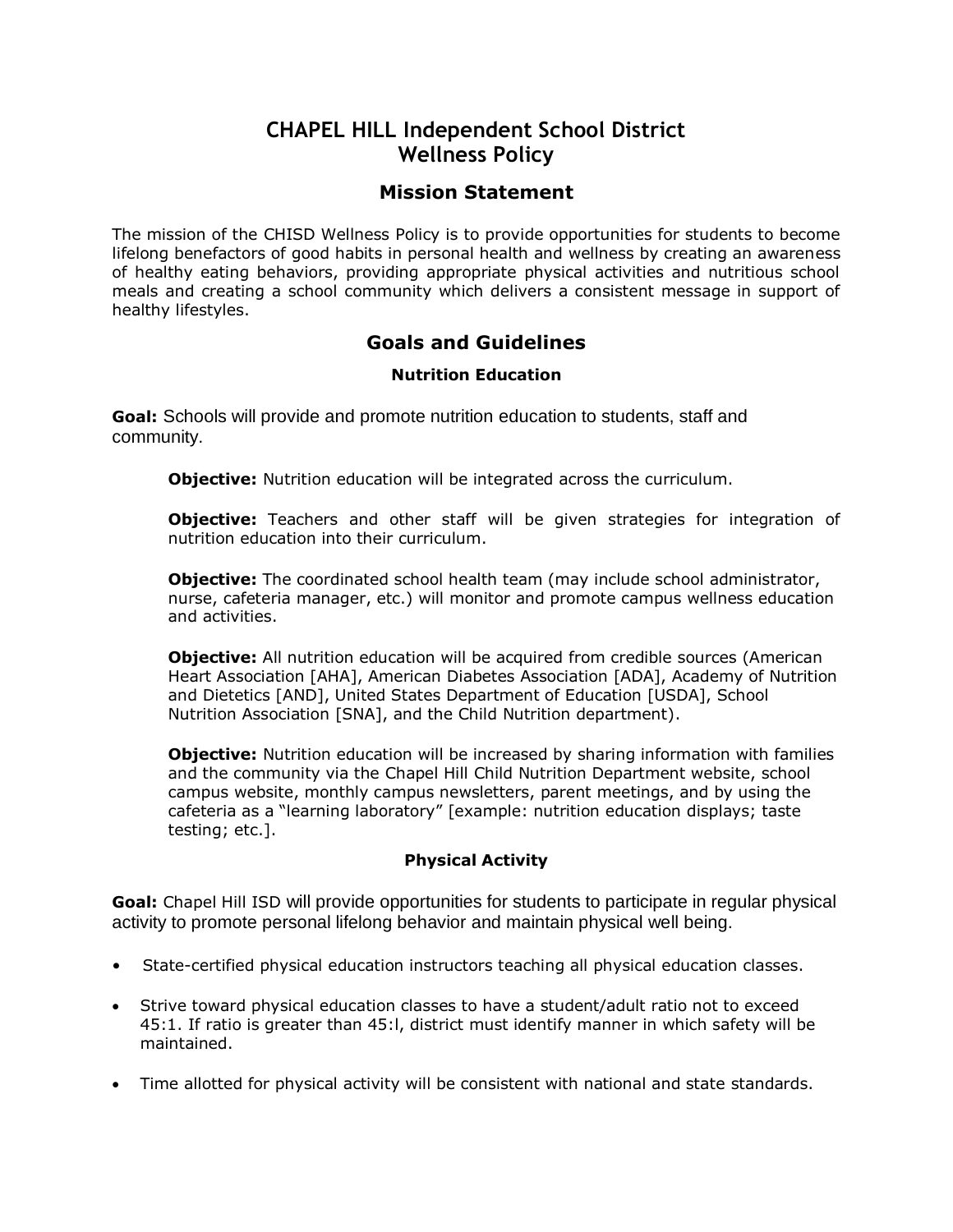# CHAPEL HILL Independent School District
# Wellness Policy

## Mission Statement

The mission of the CHISD Wellness Policy is to provide opportunities for students to become lifelong benefactors of good habits in personal health and wellness by creating an awareness of healthy eating behaviors, providing appropriate physical activities and nutritious school meals and creating a school community which delivers a consistent message in support of healthy lifestyles.

## Goals and Guidelines

### Nutrition Education

**Goal:** Schools will provide and promote nutrition education to students, staff and community.

> **Objective:** Nutrition education will be integrated across the curriculum.
>
> **Objective:** Teachers and other staff will be given strategies for integration of nutrition education into their curriculum.
>
> **Objective:** The coordinated school health team (may include school administrator, nurse, cafeteria manager, etc.) will monitor and promote campus wellness education and activities.
>
> **Objective:** All nutrition education will be acquired from credible sources (American Heart Association [AHA], American Diabetes Association [ADA], Academy of Nutrition and Dietetics [AND], United States Department of Education [USDA], School Nutrition Association [SNA], and the Child Nutrition department).
>
> **Objective:** Nutrition education will be increased by sharing information with families and the community via the Chapel Hill Child Nutrition Department website, school campus website, monthly campus newsletters, parent meetings, and by using the cafeteria as a "learning laboratory" [example: nutrition education displays; taste testing; etc.].

### Physical Activity

**Goal:** Chapel Hill ISD will provide opportunities for students to participate in regular physical activity to promote personal lifelong behavior and maintain physical well being.

- State-certified physical education instructors teaching all physical education classes.
- Strive toward physical education classes to have a student/adult ratio not to exceed 45:1. If ratio is greater than 45:l, district must identify manner in which safety will be maintained.
- Time allotted for physical activity will be consistent with national and state standards.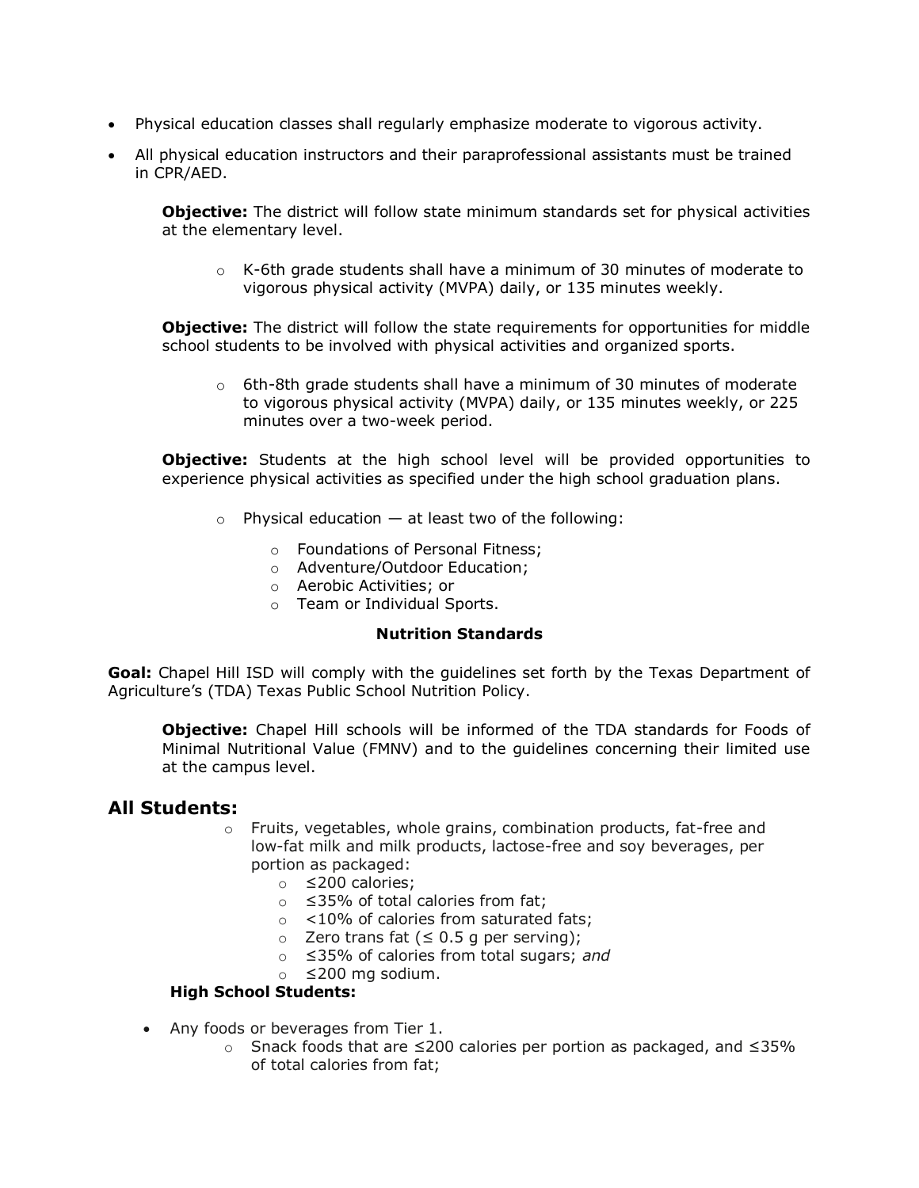- Physical education classes shall regularly emphasize moderate to vigorous activity.
- All physical education instructors and their paraprofessional assistants must be trained in CPR/AED.

  **Objective:** The district will follow state minimum standards set for physical activities at the elementary level.

    - K-6th grade students shall have a minimum of 30 minutes of moderate to vigorous physical activity (MVPA) daily, or 135 minutes weekly.

  **Objective:** The district will follow the state requirements for opportunities for middle school students to be involved with physical activities and organized sports.

    - 6th-8th grade students shall have a minimum of 30 minutes of moderate to vigorous physical activity (MVPA) daily, or 135 minutes weekly, or 225 minutes over a two-week period.

  **Objective:** Students at the high school level will be provided opportunities to experience physical activities as specified under the high school graduation plans.

    - Physical education — at least two of the following:
      - Foundations of Personal Fitness;
      - Adventure/Outdoor Education;
      - Aerobic Activities; or
      - Team or Individual Sports.

**Nutrition Standards**

**Goal:** Chapel Hill ISD will comply with the guidelines set forth by the Texas Department of Agriculture's (TDA) Texas Public School Nutrition Policy.

**Objective:** Chapel Hill schools will be informed of the TDA standards for Foods of Minimal Nutritional Value (FMNV) and to the guidelines concerning their limited use at the campus level.

## All Students:

- Fruits, vegetables, whole grains, combination products, fat-free and low-fat milk and milk products, lactose-free and soy beverages, per portion as packaged:
  - ≤200 calories;
  - ≤35% of total calories from fat;
  - <10% of calories from saturated fats;
  - Zero trans fat (≤ 0.5 g per serving);
  - ≤35% of calories from total sugars; *and*
  - ≤200 mg sodium.

**High School Students:**

- Any foods or beverages from Tier 1.
  - Snack foods that are ≤200 calories per portion as packaged, and ≤35% of total calories from fat;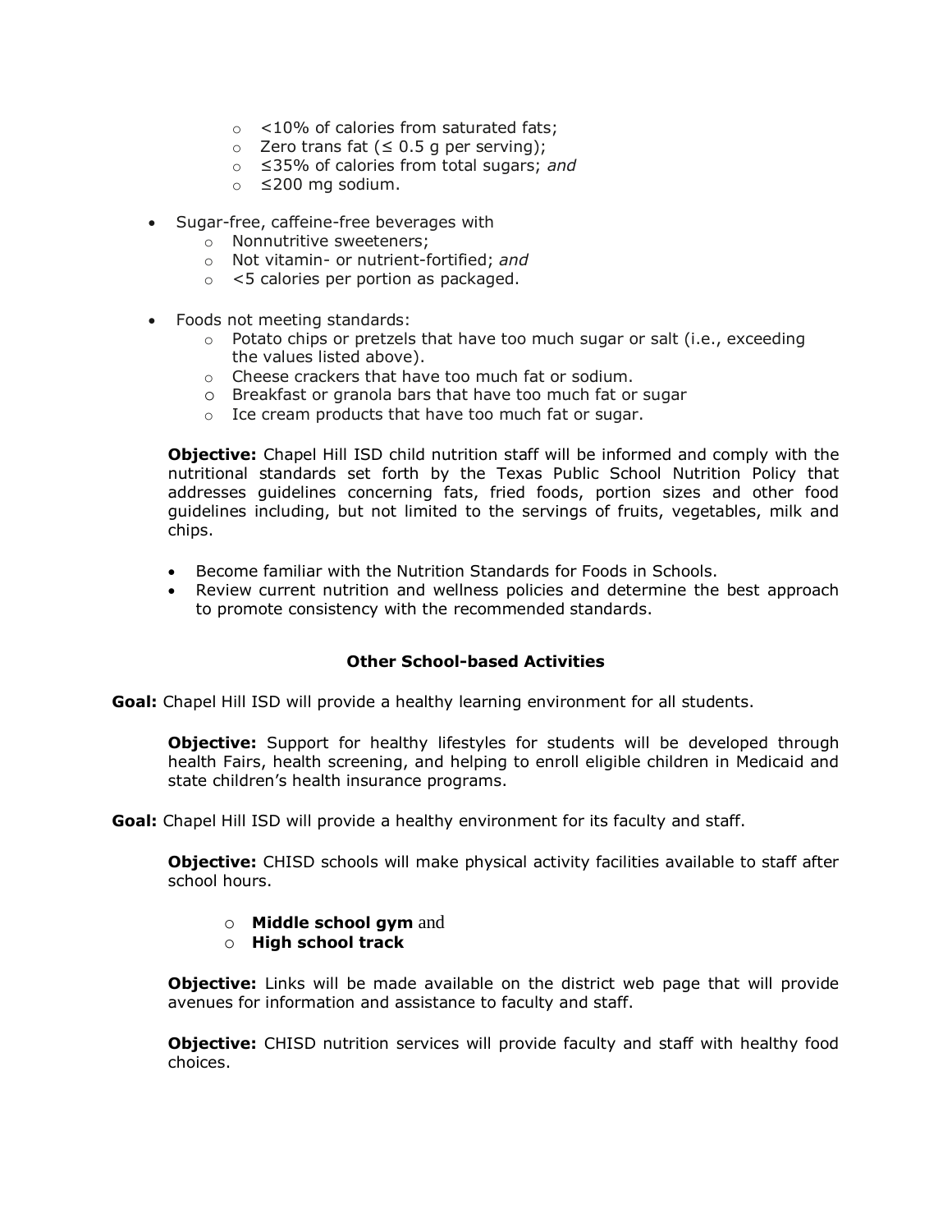- <10% of calories from saturated fats;
- Zero trans fat (≤ 0.5 g per serving);
- ≤35% of calories from total sugars; *and*
- ≤200 mg sodium.

- Sugar-free, caffeine-free beverages with
  - Nonnutritive sweeteners;
  - Not vitamin- or nutrient-fortified; *and*
  - <5 calories per portion as packaged.

- Foods not meeting standards:
  - Potato chips or pretzels that have too much sugar or salt (i.e., exceeding the values listed above).
  - Cheese crackers that have too much fat or sodium.
  - Breakfast or granola bars that have too much fat or sugar
  - Ice cream products that have too much fat or sugar.

**Objective:** Chapel Hill ISD child nutrition staff will be informed and comply with the nutritional standards set forth by the Texas Public School Nutrition Policy that addresses guidelines concerning fats, fried foods, portion sizes and other food guidelines including, but not limited to the servings of fruits, vegetables, milk and chips.

- Become familiar with the Nutrition Standards for Foods in Schools.
- Review current nutrition and wellness policies and determine the best approach to promote consistency with the recommended standards.

### Other School-based Activities

**Goal:** Chapel Hill ISD will provide a healthy learning environment for all students.

**Objective:** Support for healthy lifestyles for students will be developed through health Fairs, health screening, and helping to enroll eligible children in Medicaid and state children's health insurance programs.

**Goal:** Chapel Hill ISD will provide a healthy environment for its faculty and staff.

**Objective:** CHISD schools will make physical activity facilities available to staff after school hours.

- **Middle school gym** and
- **High school track**

**Objective:** Links will be made available on the district web page that will provide avenues for information and assistance to faculty and staff.

**Objective:** CHISD nutrition services will provide faculty and staff with healthy food choices.